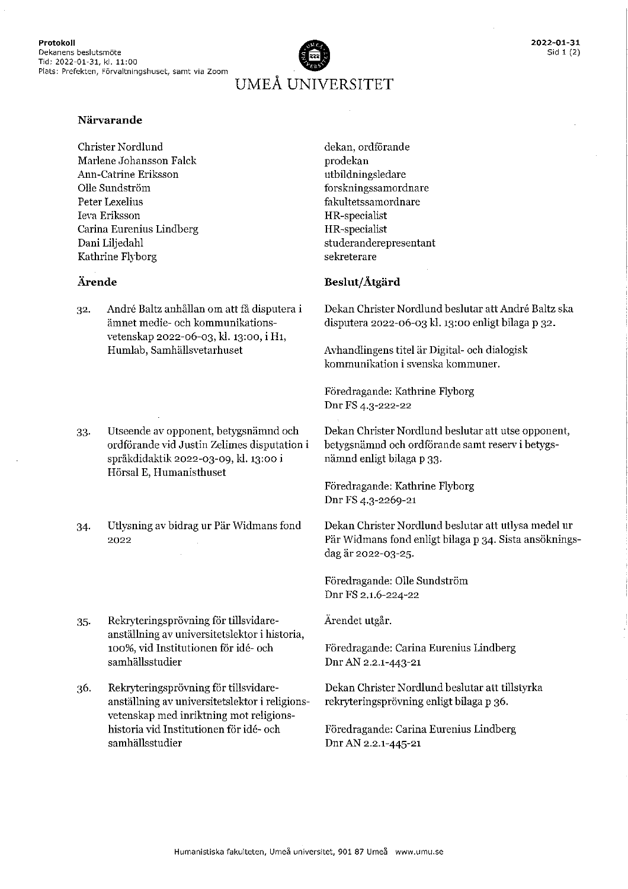**Protokoll**
Dekanens beslutsmöte
Tid: 2022-01-31, kl. 11:00
Plats: Prefekten, Förvaltningshuset, samt via Zoom

2022-01-31

UMEÅ UNIVERSITET

## Närvarande

| | |
|---|---|
| Christer Nordlund | dekan, ordförande |
| Marlene Johansson Falck | prodekan |
| Ann-Catrine Eriksson | utbildningsledare |
| Olle Sundström | forskningssamordnare |
| Peter Lexelius | fakultetssamordnare |
| Ieva Eriksson | HR-specialist |
| Carina Eurenius Lindberg | HR-specialist |
| Dani Liljedahl | studeranderepresentant |
| Kathrine Flyborg | sekreterare |

| Ärende | Beslut/Åtgärd |
|---|---|
| 32. André Baltz anhållan om att få disputera i ämnet medie- och kommunikationsvetenskap 2022-06-03, kl. 13:00, i H1, Humlab, Samhällsvetarhuset | Dekan Christer Nordlund beslutar att André Baltz ska disputera 2022-06-03 kl. 13:00 enligt bilaga p 32.<br><br>Avhandlingens titel är Digital- och dialogisk kommunikation i svenska kommuner.<br><br>Föredragande: Kathrine Flyborg<br>Dnr FS 4.3-222-22 |
| 33. Utseende av opponent, betygsnämnd och ordförande vid Justin Zelimes disputation i språkdidaktik 2022-03-09, kl. 13:00 i Hörsal E, Humanisthuset | Dekan Christer Nordlund beslutar att utse opponent, betygsnämnd och ordförande samt reserv i betygsnämnd enligt bilaga p 33.<br><br>Föredragande: Kathrine Flyborg<br>Dnr FS 4.3-2269-21 |
| 34. Utlysning av bidrag ur Pär Widmans fond 2022 | Dekan Christer Nordlund beslutar att utlysa medel ur Pär Widmans fond enligt bilaga p 34. Sista ansökningsdag är 2022-03-25.<br><br>Föredragande: Olle Sundström<br>Dnr FS 2.1.6-224-22 |
| 35. Rekryteringsprövning för tillsvidareanställning av universitetslektor i historia, 100%, vid Institutionen för idé- och samhällsstudier | Ärendet utgår.<br><br>Föredragande: Carina Eurenius Lindberg<br>Dnr AN 2.2.1-443-21 |
| 36. Rekryteringsprövning för tillsvidareanställning av universitetslektor i religionsvetenskap med inriktning mot religionshistoria vid Institutionen för idé- och samhällsstudier | Dekan Christer Nordlund beslutar att tillstyrka rekryteringsprövning enligt bilaga p 36.<br><br>Föredragande: Carina Eurenius Lindberg<br>Dnr AN 2.2.1-445-21 |

Humanistiska fakulteten, Umeå universitet, 901 87 Umeå www.umu.se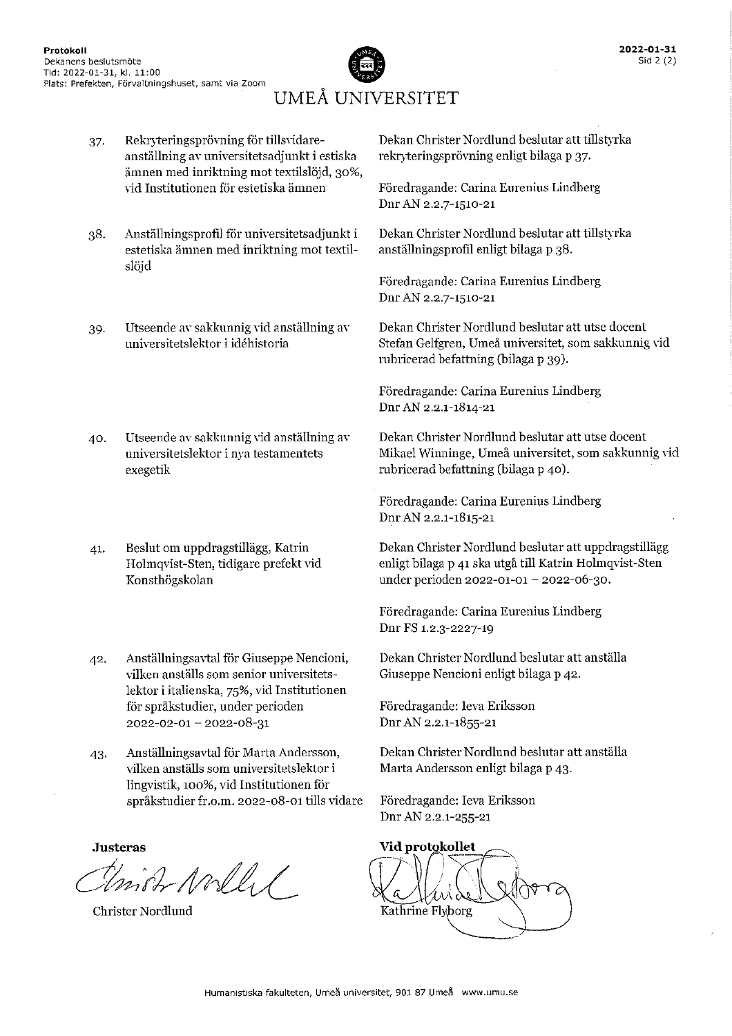37. Rekryteringsprövning för tillsvidareanställning av universitetsadjunkt i estiska ämnen med inriktning mot textilslöjd, 30%, vid Institutionen för estetiska ämnen

    Dekan Christer Nordlund beslutar att tillstyrka rekryteringsprövning enligt bilaga p 37.

    Föredragande: Carina Eurenius Lindberg
    Dnr AN 2.2.7-1510-21

38. Anställningsprofil för universitetsadjunkt i estetiska ämnen med inriktning mot textilslöjd

    Dekan Christer Nordlund beslutar att tillstyrka anställningsprofil enligt bilaga p 38.

    Föredragande: Carina Eurenius Lindberg
    Dnr AN 2.2.7-1510-21

39. Utseende av sakkunnig vid anställning av universitetslektor i idéhistoria

    Dekan Christer Nordlund beslutar att utse docent Stefan Gelfgren, Umeå universitet, som sakkunnig vid rubricerad befattning (bilaga p 39).

    Föredragande: Carina Eurenius Lindberg
    Dnr AN 2.2.1-1814-21

40. Utseende av sakkunnig vid anställning av universitetslektor i nya testamentets exegetik

    Dekan Christer Nordlund beslutar att utse docent Mikael Winninge, Umeå universitet, som sakkunnig vid rubricerad befattning (bilaga p 40).

    Föredragande: Carina Eurenius Lindberg
    Dnr AN 2.2.1-1815-21

41. Beslut om uppdragstillägg, Katrin Holmqvist-Sten, tidigare prefekt vid Konsthögskolan

    Dekan Christer Nordlund beslutar att uppdragstillägg enligt bilaga p 41 ska utgå till Katrin Holmqvist-Sten under perioden 2022-01-01 – 2022-06-30.

    Föredragande: Carina Eurenius Lindberg
    Dnr FS 1.2.3-2227-19

42. Anställningsavtal för Giuseppe Nencioni, vilken anställs som senior universitetslektor i italienska, 75%, vid Institutionen för språkstudier, under perioden 2022-02-01 – 2022-08-31

    Dekan Christer Nordlund beslutar att anställa Giuseppe Nencioni enligt bilaga p 42.

    Föredragande: Ieva Eriksson
    Dnr AN 2.2.1-1855-21

43. Anställningsavtal för Marta Andersson, vilken anställs som universitetslektor i lingvistik, 100%, vid Institutionen för språkstudier fr.o.m. 2022-08-01 tills vidare

    Dekan Christer Nordlund beslutar att anställa Marta Andersson enligt bilaga p 43.

    Föredragande: Ieva Eriksson
    Dnr AN 2.2.1-255-21

**Justeras**

Christer Nordlund

**Vid protokollet**

Kathrine Flyborg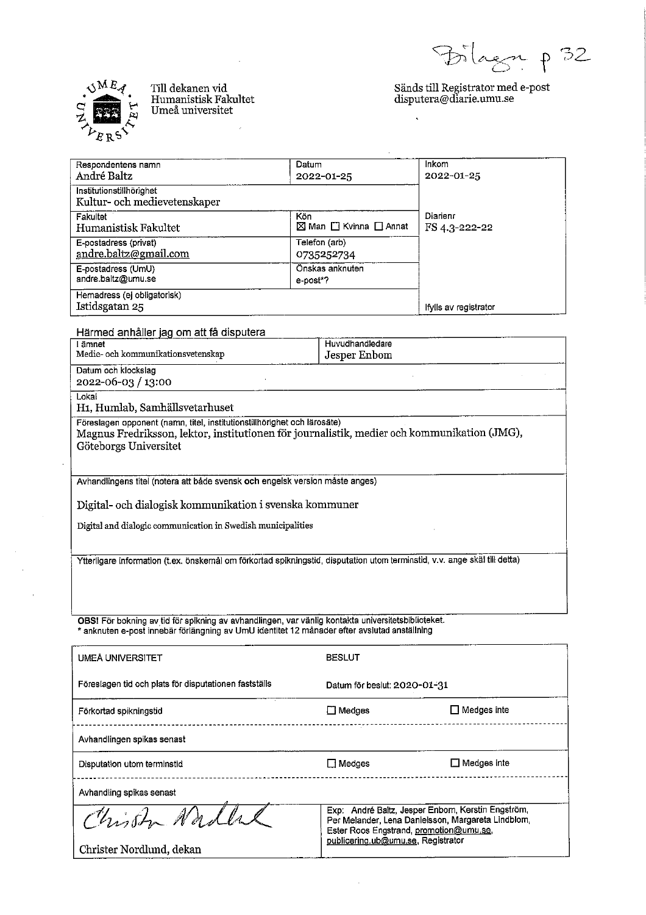Bilaga p 32

Till dekanen vid
Humanistisk Fakultet
Umeå universitet

Sänds till Registrator med e-post
disputera@diarie.umu.se

| Respondentens namn<br>André Baltz | Datum<br>2022-01-25 | Inkom<br>2022-01-25 |
|---|---|---|
| Institutionstillhörighet<br>Kultur- och medievetenskaper | | |
| Fakultet<br>Humanistisk Fakultet | Kön<br>☒ Man ☐ Kvinna ☐ Annat | Diarienr<br>FS 4.3-222-22 |
| E-postadress (privat)<br>andre.baltz@gmail.com | Telefon (arb)<br>0735252734 | |
| E-postadress (UmU)<br>andre.baltz@umu.se | Önskas anknuten e-post*? | |
| Hemadress (ej obligatorisk)<br>Istidsgatan 25 | | Ifylls av registrator |

Härmed anhåller jag om att få disputera

| I ämnet<br>Medie- och kommunikationsvetenskap | Huvudhandledare<br>Jesper Enbom |
|---|---|
| Datum och klockslag<br>2022-06-03 / 13:00 | |
| Lokal<br>H1, Humlab, Samhällsvetarhuset | |
| Föreslagen opponent (namn, titel, institutionstillhörighet och lärosäte)<br>Magnus Fredriksson, lektor, institutionen för journalistik, medier och kommunikation (JMG), Göteborgs Universitet | |
| Avhandlingens titel (notera att både svensk och engelsk version måste anges)<br>Digital- och dialogisk kommunikation i svenska kommuner<br>Digital and dialogic communication in Swedish municipalities | |
| Ytterligare information (t.ex. önskemål om förkortad spikningstid, disputation utom terminstid, v.v. ange skäl till detta) | |

**OBS!** För bokning av tid för spikning av avhandlingen, var vänlig kontakta universitetsbiblioteket.
\* anknuten e-post innebär förlängning av UmU identitet 12 månader efter avslutad anställning

| UMEÅ UNIVERSITET | BESLUT | |
|---|---|---|
| Föreslagen tid och plats för disputationen fastställs | Datum för beslut: 2020-01-31 | |
| Förkortad spikningstid | ☐ Medges | ☐ Medges inte |
| Avhandlingen spikas senast | | |
| Disputation utom terminstid | ☐ Medges | ☐ Medges inte |
| Avhandling spikas senast | | |
| Christer Nordlund<br>Christer Nordlund, dekan | Exp: André Baltz, Jesper Enbom, Kerstin Engström, Per Melander, Lena Danielsson, Margareta Lindblom, Ester Roos Engstrand, promotion@umu.se, publicering.ub@umu.se, Registrator | |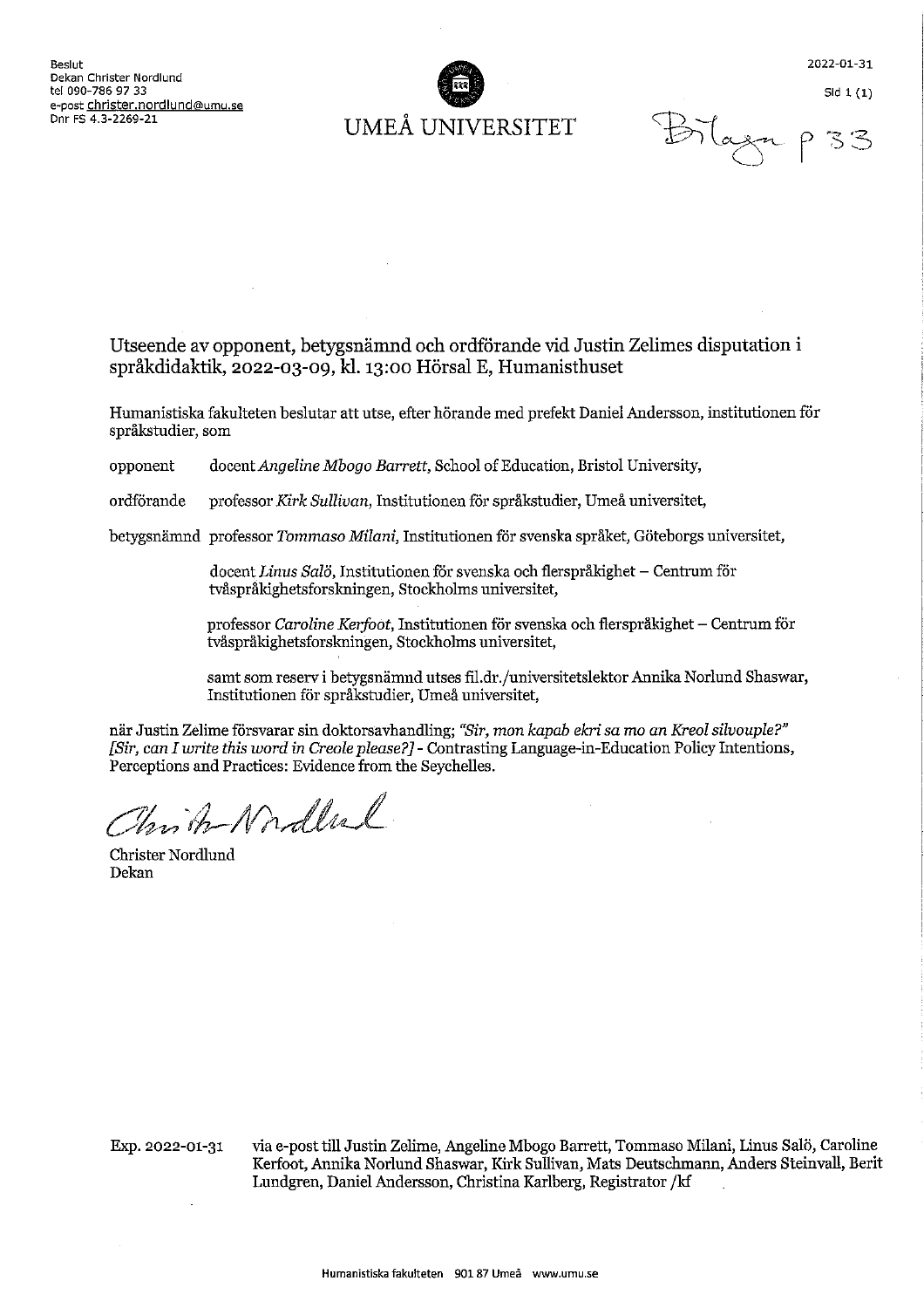Beslut
Dekan Christer Nordlund
tel 090-786 97 33
e-post christer.nordlund@umu.se
Dnr FS 4.3-2269-21

UMEÅ UNIVERSITET

2022-01-31

Sid 1 (1)

Bilaga p 33

## Utseende av opponent, betygsnämnd och ordförande vid Justin Zelimes disputation i språkdidaktik, 2022-03-09, kl. 13:00 Hörsal E, Humanisthuset

Humanistiska fakulteten beslutar att utse, efter hörande med prefekt Daniel Andersson, institutionen för språkstudier, som

opponent docent *Angeline Mbogo Barrett*, School of Education, Bristol University,

ordförande professor *Kirk Sullivan*, Institutionen för språkstudier, Umeå universitet,

betygsnämnd professor *Tommaso Milani*, Institutionen för svenska språket, Göteborgs universitet,

docent *Linus Salö*, Institutionen för svenska och flerspråkighet – Centrum för tvåspråkighetsforskningen, Stockholms universitet,

professor *Caroline Kerfoot*, Institutionen för svenska och flerspråkighet – Centrum för tvåspråkighetsforskningen, Stockholms universitet,

samt som reserv i betygsnämnd utses fil.dr./universitetslektor Annika Norlund Shaswar, Institutionen för språkstudier, Umeå universitet,

när Justin Zelime försvarar sin doktorsavhandling; *"Sir, mon kapab ekri sa mo an Kreol silvouple?" [Sir, can I write this word in Creole please?]* - Contrasting Language-in-Education Policy Intentions, Perceptions and Practices: Evidence from the Seychelles.

Christer Nordlund
Dekan

Exp. 2022-01-31 via e-post till Justin Zelime, Angeline Mbogo Barrett, Tommaso Milani, Linus Salö, Caroline Kerfoot, Annika Norlund Shaswar, Kirk Sullivan, Mats Deutschmann, Anders Steinvall, Berit Lundgren, Daniel Andersson, Christina Karlberg, Registrator /kf

Humanistiska fakulteten 901 87 Umeå www.umu.se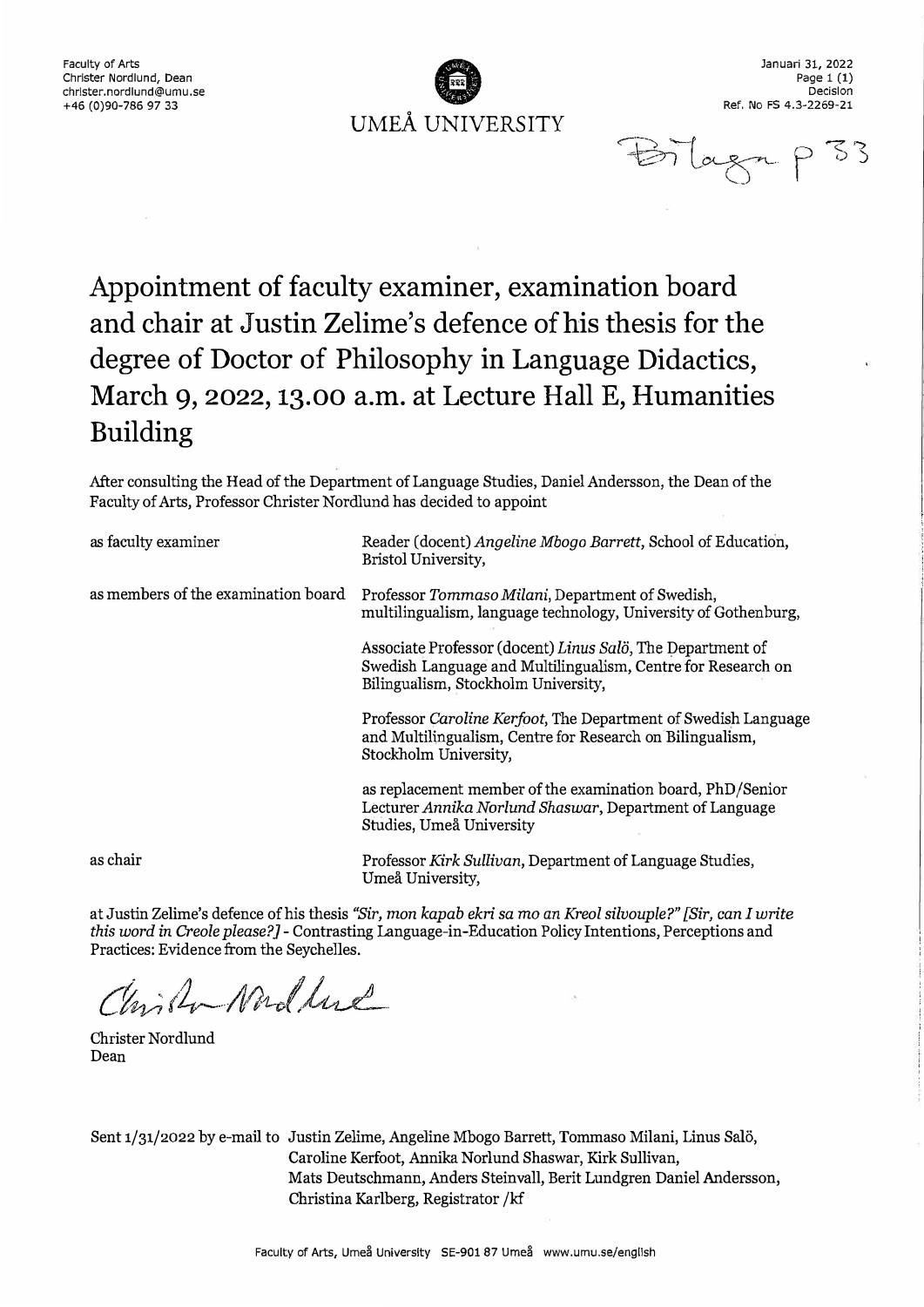Faculty of Arts
Christer Nordlund, Dean
christer.nordlund@umu.se
+46 (0)90-786 97 33

UMEÅ UNIVERSITY

Januari 31, 2022
Page 1 (1)
Decision
Ref. No FS 4.3-2269-21

Bilaga p 33

# Appointment of faculty examiner, examination board and chair at Justin Zelime's defence of his thesis for the degree of Doctor of Philosophy in Language Didactics, March 9, 2022, 13.00 a.m. at Lecture Hall E, Humanities Building

After consulting the Head of the Department of Language Studies, Daniel Andersson, the Dean of the Faculty of Arts, Professor Christer Nordlund has decided to appoint

| | |
|---|---|
| as faculty examiner | Reader (docent) *Angeline Mbogo Barrett*, School of Education, Bristol University, |
| as members of the examination board | Professor *Tommaso Milani*, Department of Swedish, multilingualism, language technology, University of Gothenburg, |
| | Associate Professor (docent) *Linus Salö*, The Department of Swedish Language and Multilingualism, Centre for Research on Bilingualism, Stockholm University, |
| | Professor *Caroline Kerfoot*, The Department of Swedish Language and Multilingualism, Centre for Research on Bilingualism, Stockholm University, |
| | as replacement member of the examination board, PhD/Senior Lecturer *Annika Norlund Shaswar*, Department of Language Studies, Umeå University |
| as chair | Professor *Kirk Sullivan*, Department of Language Studies, Umeå University, |

at Justin Zelime's defence of his thesis *"Sir, mon kapab ekri sa mo an Kreol silvouple?" [Sir, can I write this word in Creole please?]* - Contrasting Language-in-Education Policy Intentions, Perceptions and Practices: Evidence from the Seychelles.

Christer Nordlund
Dean

Sent 1/31/2022 by e-mail to Justin Zelime, Angeline Mbogo Barrett, Tommaso Milani, Linus Salö, Caroline Kerfoot, Annika Norlund Shaswar, Kirk Sullivan, Mats Deutschmann, Anders Steinvall, Berit Lundgren Daniel Andersson, Christina Karlberg, Registrator /kf

Faculty of Arts, Umeå University SE-901 87 Umeå www.umu.se/english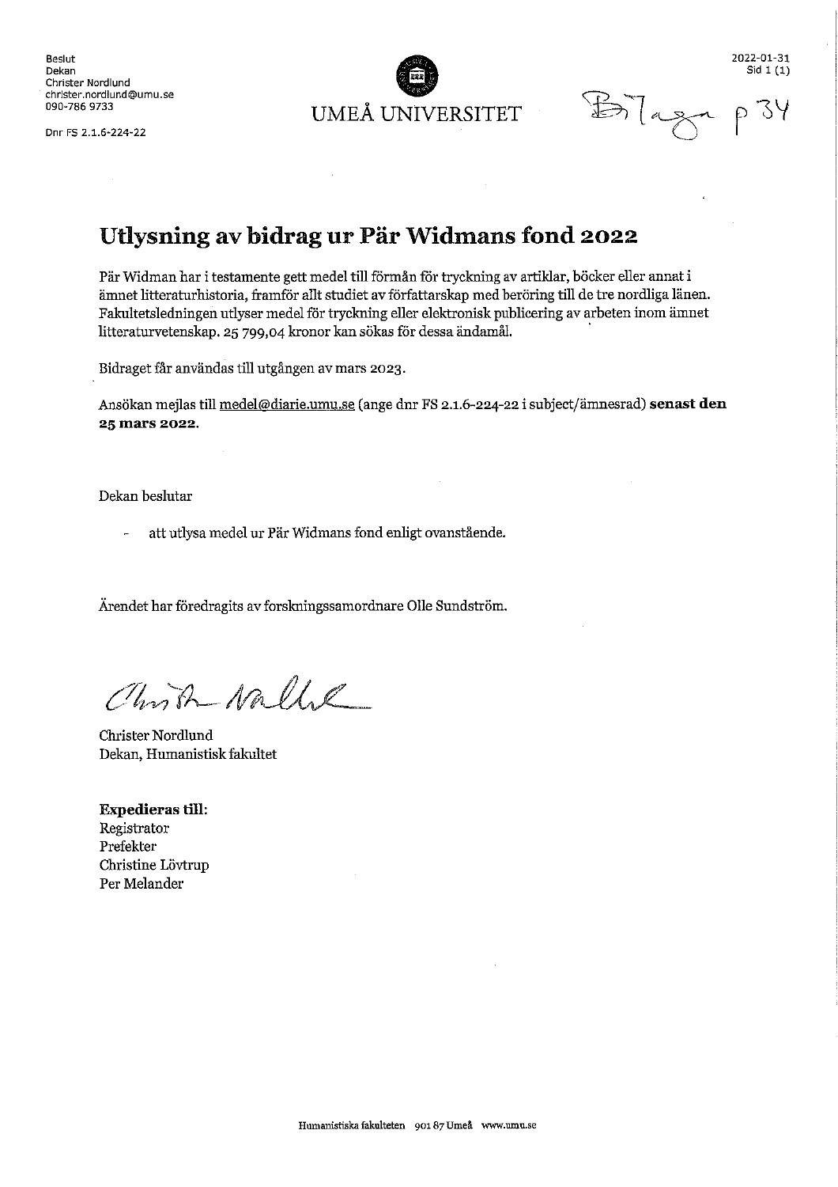Beslut
Dekan
Christer Nordlund
christer.nordlund@umu.se
090-786 9733

Dnr FS 2.1.6-224-22

UMEÅ UNIVERSITET

2022-01-31
Sid 1 (1)

Bilaga p 34

# Utlysning av bidrag ur Pär Widmans fond 2022

Pär Widman har i testamente gett medel till förmån för tryckning av artiklar, böcker eller annat i ämnet litteraturhistoria, framför allt studiet av författarskap med beröring till de tre nordliga länen. Fakultetsledningen utlyser medel för tryckning eller elektronisk publicering av arbeten inom ämnet litteraturvetenskap. 25 799,04 kronor kan sökas för dessa ändamål.

Bidraget får användas till utgången av mars 2023.

Ansökan mejlas till medel@diarie.umu.se (ange dnr FS 2.1.6-224-22 i subject/ämnesrad) **senast den 25 mars 2022**.

Dekan beslutar

- att utlysa medel ur Pär Widmans fond enligt ovanstående.

Ärendet har föredragits av forskningssamordnare Olle Sundström.

Christer Nordlund
Dekan, Humanistisk fakultet

**Expedieras till:**
Registrator
Prefekter
Christine Lövtrup
Per Melander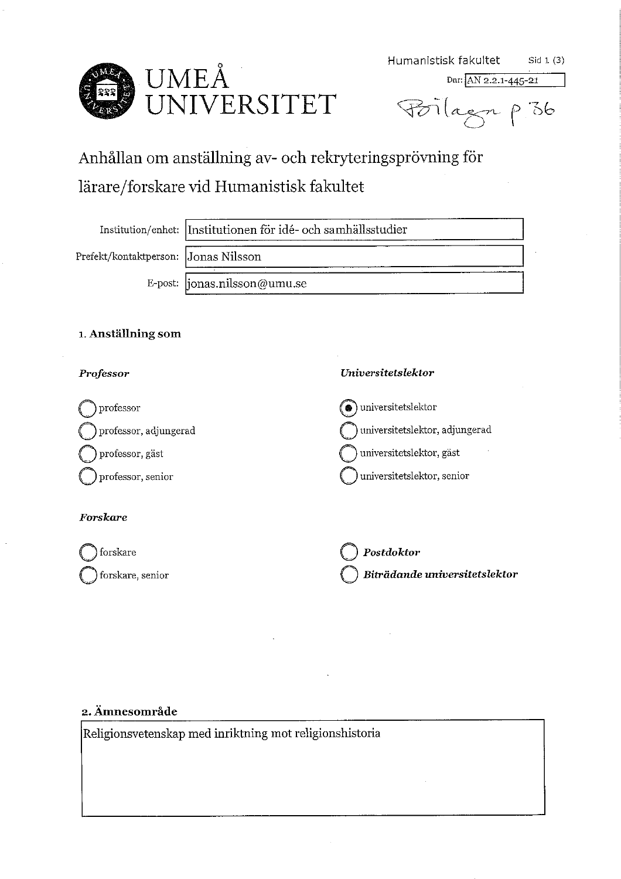UMEÅ UNIVERSITET

Humanistisk fakultet

Dnr: AN 2.2.1-445-21

Bilaga p 36

# Anhållan om anställning av- och rekryteringsprövning för lärare/forskare vid Humanistisk fakultet

Institution/enhet: Institutionen för idé- och samhällsstudier

Prefekt/kontaktperson: Jonas Nilsson

E-post: jonas.nilsson@umu.se

## 1. Anställning som

***Professor***

- ○ professor
- ○ professor, adjungerad
- ○ professor, gäst
- ○ professor, senior

***Universitetslektor***

- ● universitetslektor
- ○ universitetslektor, adjungerad
- ○ universitetslektor, gäst
- ○ universitetslektor, senior

***Forskare***

- ○ forskare
- ○ forskare, senior

- ○ ***Postdoktor***
- ○ ***Biträdande universitetslektor***

## 2. Ämnesområde

Religionsvetenskap med inriktning mot religionshistoria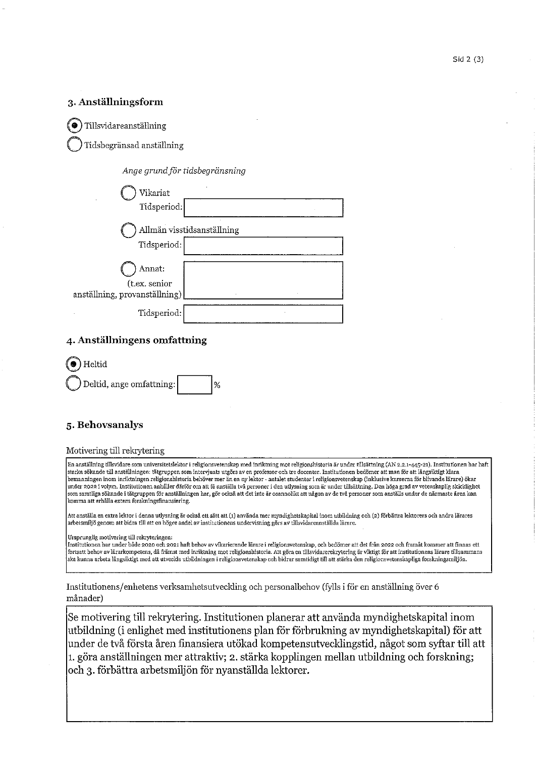### 3. Anställningsform

- (●) Tillsvidareanställning
- ( ) Tidsbegränsad anställning

*Ange grund för tidsbegränsning*

- ( ) Vikariat
  Tidsperiod:
- ( ) Allmän visstidsanställning
  Tidsperiod:
- ( ) Annat:
  (t.ex. senior anställning, provanställning)
  Tidsperiod:

### 4. Anställningens omfattning

- (●) Heltid
- ( ) Deltid, ange omfattning: %

### 5. Behovsanalys

Motivering till rekrytering

En anställning tillsvidare som universitetslektor i religionsvetenskap med inriktning mot religionshistoria är under tillsättning (AN 2.2.1-445-21). Institutionen har haft starka sökande till anställningen: tätgruppen som intervjuats utgörs av en professor och tre docenter. Institutionen bedömer att man för att långsiktigt klara bemanningen inom inriktningen religionshistoria behöver mer än en ny lektor - antalet studenter i religionsvetenskap (inklusive kurserna för blivande lärare) ökar under 2022 i volym. Institutionen anhåller därför om att få anställa två personer i den utlysning som är under tillsättning. Den höga grad av vetenskaplig skicklighet som samtliga sökande i tätgruppen för anställningen har, gör också att det inte är osannolikt att någon av de två personer som anställs under de närmaste åren kan komma att erhålla extern forskningsfinansiering.

Att anställa en extra lektor i denna utlysning är också ett sätt att (1) använda mer myndighetskapital inom utbildning och (2) förbättra lektorers och andra lärares arbetsmiljö genom att bidra till att en högre andel av institutionens undervisning görs av tillsvidareanställda lärare.

Ursprunglig motivering till rekryteringen:
Institutionen har under både 2020 och 2021 haft behov av vikarierande lärare i religionsvetenskap, och bedömer att det från 2022 och framåt kommer att finnas ett fortsatt behov av lärarkompetens, då främst med inriktning mot religionshistoria. Att göra en tillsvidarerekrytering är viktigt för att institutionens lärare tillsammans ska kunna arbeta långsiktigt med att utveckla utbildningen i religionsvetenskap och bidrar samtidigt till att stärka den religionsvetenskapliga forskningsmiljön.

Institutionens/enhetens verksamhetsutveckling och personalbehov (fylls i för en anställning över 6 månader)

Se motivering till rekrytering. Institutionen planerar att använda myndighetskapital inom utbildning (i enlighet med institutionens plan för förbrukning av myndighetskapital) för att under de två första åren finansiera utökad kompetensutvecklingstid, något som syftar till att 1. göra anställningen mer attraktiv; 2. stärka kopplingen mellan utbildning och forskning; och 3. förbättra arbetsmiljön för nyanställda lektorer.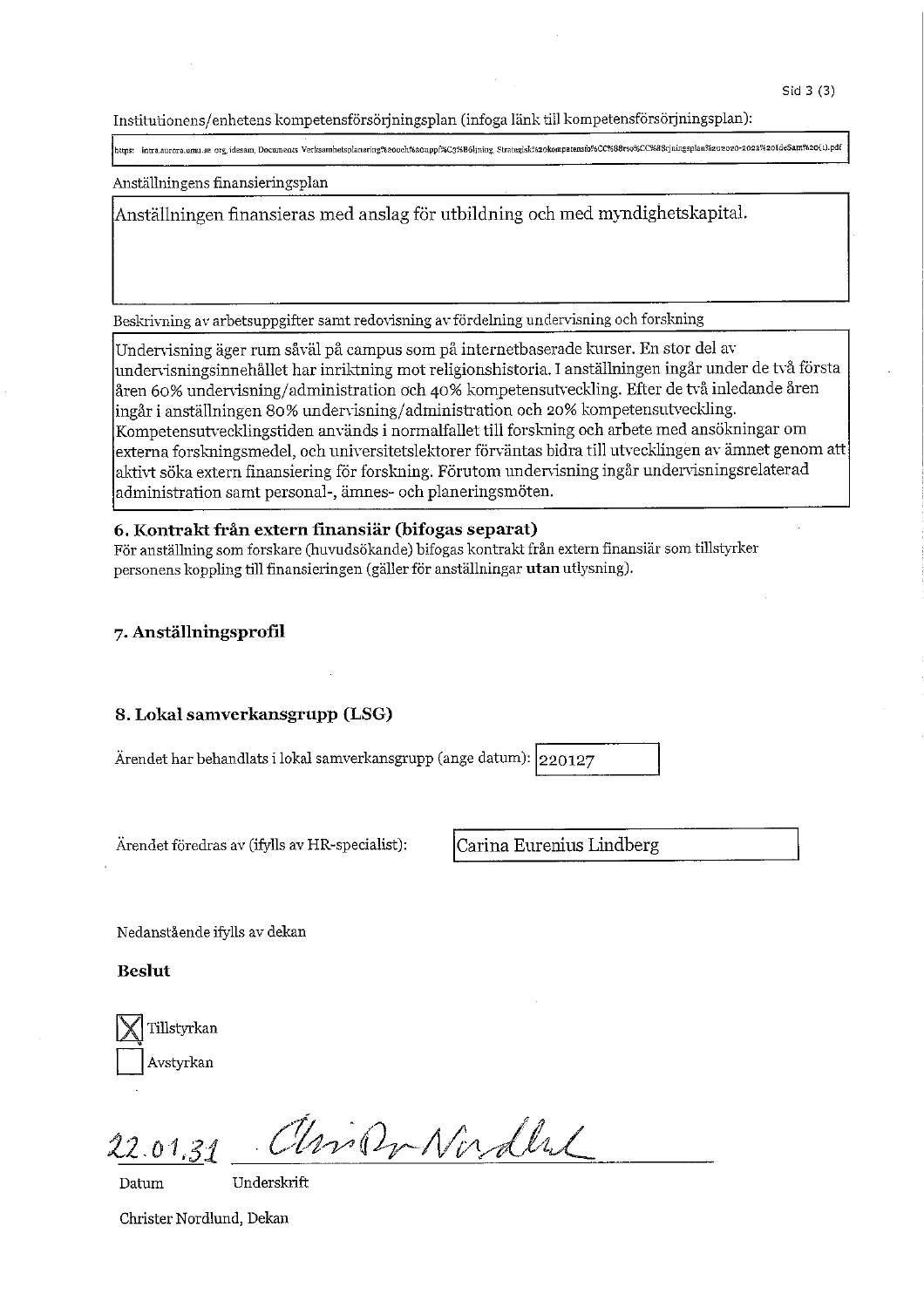Institutionens/enhetens kompetensförsörjningsplan (infoga länk till kompetensförsörjningsplan):

https: intra.aurora.umu.se org, idesam, Documents Verksamhetsplanering%20och%20uppf%C3%B6ljning, Strategisk%20kompetensfo%CC%88rso%CC%88rjningsplan%202020-2022%20IdeSam%20(1).pdf

Anställningens finansieringsplan

Anställningen finansieras med anslag för utbildning och med myndighetskapital.

Beskrivning av arbetsuppgifter samt redovisning av fördelning undervisning och forskning

Undervisning äger rum såväl på campus som på internetbaserade kurser. En stor del av undervisningsinnehållet har inriktning mot religionshistoria. I anställningen ingår under de två första åren 60% undervisning/administration och 40% kompetensutveckling. Efter de två inledande åren ingår i anställningen 80% undervisning/administration och 20% kompetensutveckling. Kompetensutvecklingstiden används i normalfallet till forskning och arbete med ansökningar om externa forskningsmedel, och universitetslektorer förväntas bidra till utvecklingen av ämnet genom att aktivt söka extern finansiering för forskning. Förutom undervisning ingår undervisningsrelaterad administration samt personal-, ämnes- och planeringsmöten.

## 6. Kontrakt från extern finansiär (bifogas separat)

För anställning som forskare (huvudsökande) bifogas kontrakt från extern finansiär som tillstyrker personens koppling till finansieringen (gäller för anställningar **utan** utlysning).

## 7. Anställningsprofil

## 8. Lokal samverkansgrupp (LSG)

Ärendet har behandlats i lokal samverkansgrupp (ange datum): 220127

Ärendet föredras av (ifylls av HR-specialist): Carina Eurenius Lindberg

Nedanstående ifylls av dekan

**Beslut**

- [x] Tillstyrkan
- [ ] Avstyrkan

22.01.31 Christer Nordlund

Datum Underskrift

Christer Nordlund, Dekan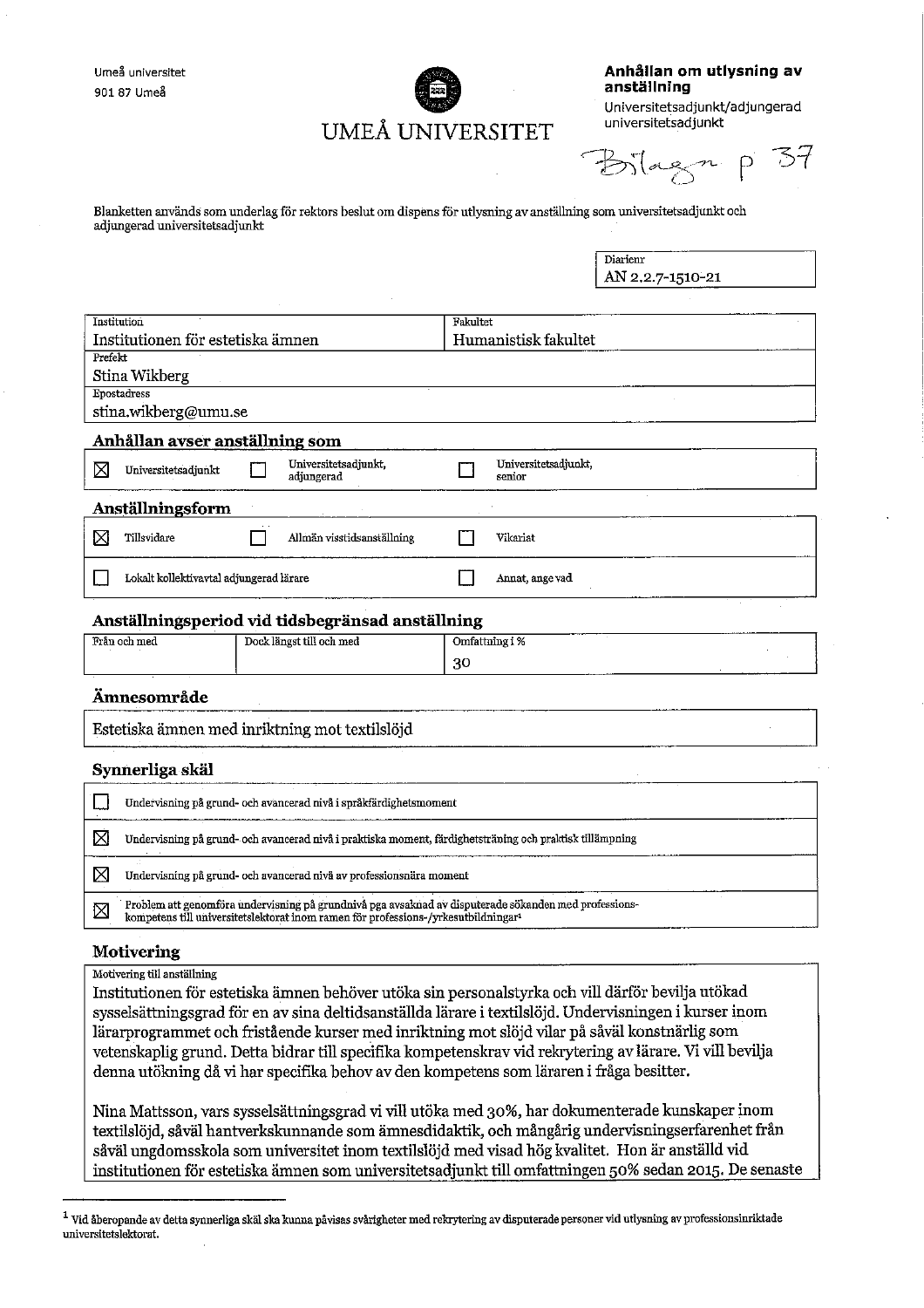Umeå universitet
901 87 Umeå

UMEÅ UNIVERSITET

**Anhållan om utlysning av anställning**
Universitetsadjunkt/adjungerad universitetsadjunkt

Bilaga p 37

Blanketten används som underlag för rektors beslut om dispens för utlysning av anställning som universitetsadjunkt och adjungerad universitetsadjunkt

| Diarienr |
|---|
| AN 2.2.7-1510-21 |

| Institution | Fakultet |
|---|---|
| Institutionen för estetiska ämnen | Humanistisk fakultet |
| Prefekt | |
| Stina Wikberg | |
| Epostadress | |
| stina.wikberg@umu.se | |

## Anhållan avser anställning som

| | | |
|---|---|---|
| ☒ Universitetsadjunkt | ☐ Universitetsadjunkt, adjungerad | ☐ Universitetsadjunkt, senior |

## Anställningsform

| | | |
|---|---|---|
| ☒ Tillsvidare | ☐ Allmän visstidsanställning | ☐ Vikariat |
| ☐ Lokalt kollektivavtal adjungerad lärare | | ☐ Annat, ange vad |

## Anställningsperiod vid tidsbegränsad anställning

| Från och med | Dock längst till och med | Omfattning i % |
|---|---|---|
| | | 30 |

## Ämnesområde

Estetiska ämnen med inriktning mot textilslöjd

## Synnerliga skäl

- ☐ Undervisning på grund- och avancerad nivå i språkfärdighetsmoment
- ☒ Undervisning på grund- och avancerad nivå i praktiska moment, färdighetsträning och praktisk tillämpning
- ☒ Undervisning på grund- och avancerad nivå av professionsnära moment
- ☒ Problem att genomföra undervisning på grundnivå pga avsaknad av disputerade sökanden med professionskompetens till universitetslektorat inom ramen för professions-/yrkesutbildningar[1]

## Motivering

Motivering till anställning

Institutionen för estetiska ämnen behöver utöka sin personalstyrka och vill därför bevilja utökad sysselsättningsgrad för en av sina deltidsanställda lärare i textilslöjd. Undervisningen i kurser inom lärarprogrammet och fristående kurser med inriktning mot slöjd vilar på såväl konstnärlig som vetenskaplig grund. Detta bidrar till specifika kompetenskrav vid rekrytering av lärare. Vi vill bevilja denna utökning då vi har specifika behov av den kompetens som läraren i fråga besitter.

Nina Mattsson, vars sysselsättningsgrad vi vill utöka med 30%, har dokumenterade kunskaper inom textilslöjd, såväl hantverkskunnande som ämnesdidaktik, och mångårig undervisningserfarenhet från såväl ungdomsskola som universitet inom textilslöjd med visad hög kvalitet. Hon är anställd vid institutionen för estetiska ämnen som universitetsadjunkt till omfattningen 50% sedan 2015. De senaste

[1] Vid åberopande av detta synnerliga skäl ska kunna påvisas svårigheter med rekrytering av disputerade personer vid utlysning av professionsinriktade universitetslektorat.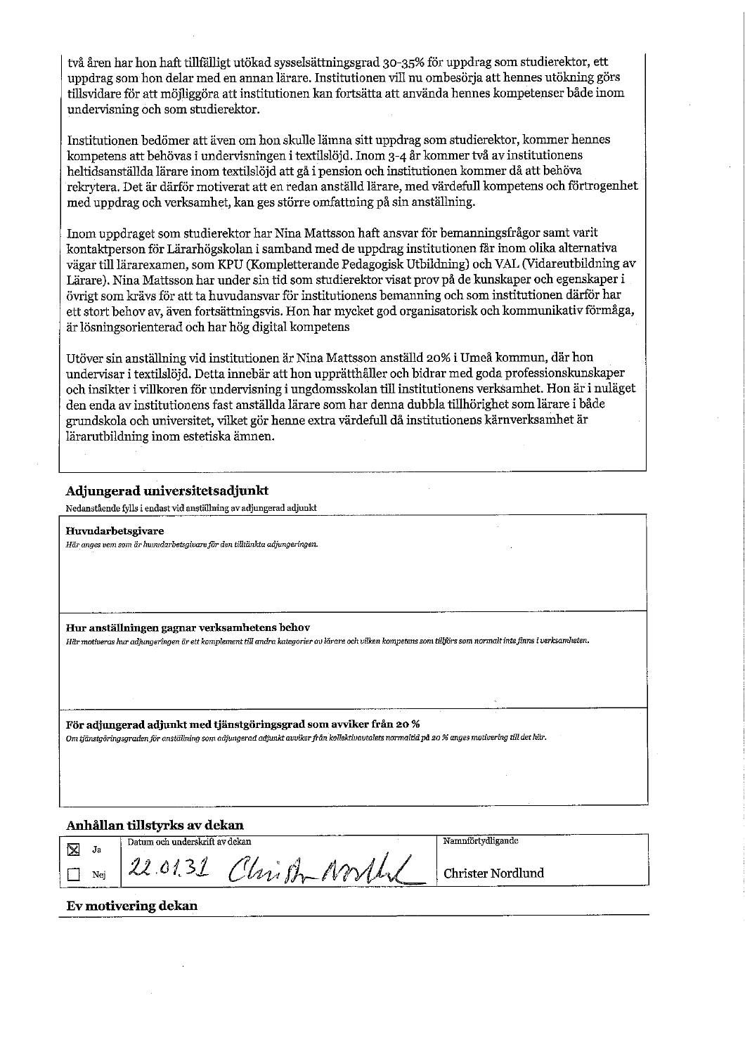två åren har hon haft tillfälligt utökad sysselsättningsgrad 30-35% för uppdrag som studierektor, ett uppdrag som hon delar med en annan lärare. Institutionen vill nu ombesörja att hennes utökning görs tillsvidare för att möjliggöra att institutionen kan fortsätta att använda hennes kompetenser både inom undervisning och som studierektor.

Institutionen bedömer att även om hon skulle lämna sitt uppdrag som studierektor, kommer hennes kompetens att behövas i undervisningen i textilslöjd. Inom 3-4 år kommer två av institutionens heltidsanställda lärare inom textilslöjd att gå i pension och institutionen kommer då att behöva rekrytera. Det är därför motiverat att en redan anställd lärare, med värdefull kompetens och förtrogenhet med uppdrag och verksamhet, kan ges större omfattning på sin anställning.

Inom uppdraget som studierektor har Nina Mattsson haft ansvar för bemanningsfrågor samt varit kontaktperson för Lärarhögskolan i samband med de uppdrag institutionen får inom olika alternativa vägar till lärarexamen, som KPU (Kompletterande Pedagogisk Utbildning) och VAL (Vidareutbildning av Lärare). Nina Mattsson har under sin tid som studierektor visat prov på de kunskaper och egenskaper i övrigt som krävs för att ta huvudansvar för institutionens bemanning och som institutionen därför har ett stort behov av, även fortsättningsvis. Hon har mycket god organisatorisk och kommunikativ förmåga, är lösningsorienterad och har hög digital kompetens

Utöver sin anställning vid institutionen är Nina Mattsson anställd 20% i Umeå kommun, där hon undervisar i textilslöjd. Detta innebär att hon upprätthåller och bidrar med goda professionskunskaper och insikter i villkoren för undervisning i ungdomsskolan till institutionens verksamhet. Hon är i nuläget den enda av institutionens fast anställda lärare som har denna dubbla tillhörighet som lärare i både grundskola och universitet, vilket gör henne extra värdefull då institutionens kärnverksamhet är lärarutbildning inom estetiska ämnen.

## Adjungerad universitetsadjunkt

Nedanstående fylls i endast vid anställning av adjungerad adjunkt

**Huvudarbetsgivare**

*Här anges vem som är huvudarbetsgivare för den tilltänkta adjungeringen.*

**Hur anställningen gagnar verksamhetens behov**

*Här motiveras hur adjungeringen är ett komplement till andra kategorier av lärare och vilken kompetens som tillförs som normalt inte finns i verksamheten.*

**För adjungerad adjunkt med tjänstgöringsgrad som avviker från 20 %**

*Om tjänstgöringsgraden för anställning som adjungerad adjunkt avviker från kollektivavtalets normaltid på 20 % anges motivering till det här.*

## Anhållan tillstyrks av dekan

| | Datum och underskrift av dekan | Namnförtydligande |
|---|---|---|
| ☒ Ja | 22.01.31 Christer Nordlund | Christer Nordlund |
| ☐ Nej | | |

## Ev motivering dekan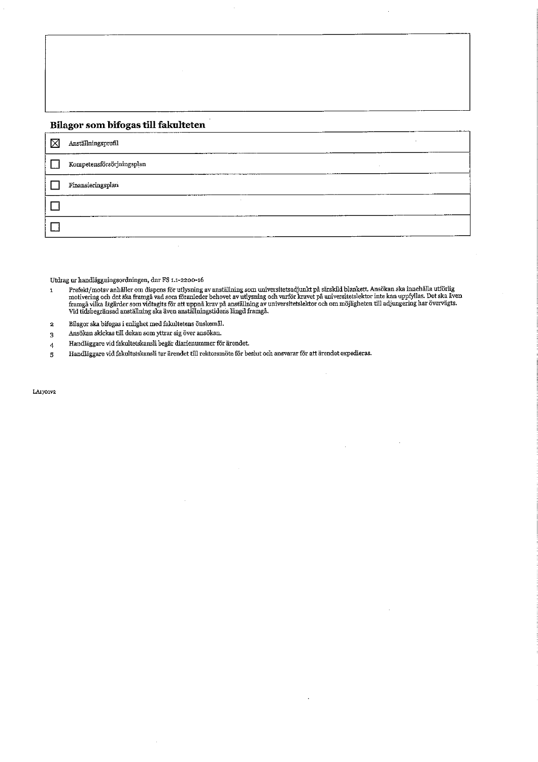## Bilagor som bifogas till fakulteten

- [x] Anställningsprofil
- [ ] Kompetensförsörjningsplan
- [ ] Finansieringsplan
- [ ] 
- [ ] 

Utdrag ur handläggningsordningen, dnr FS 1.1-2200-16

1. Prefekt/motsv anhåller om dispens för utlysning av anställning som universitetsadjunkt på särskild blankett. Ansökan ska innehålla utförlig motivering och det ska framgå vad som föranleder behovet av utlysning och varför kravet på universitetslektor inte kan uppfyllas. Det ska även framgå vilka åtgärder som vidtagits för att uppnå krav på anställning av universitetslektor och om möjligheten till adjungering har övervägts. Vid tidsbegränsad anställning ska även anställningstidens längd framgå.
2. Bilagor ska bifogas i enlighet med fakultetens önskemål.
3. Ansökan skickas till dekan som yttrar sig över ansökan.
4. Handläggare vid fakultetskansli begär diarienummer för ärendet.
5. Handläggare vid fakultetskansli tar ärendet till rektorsmöte för beslut och ansvarar för att ärendet expedieras.

LA1701v2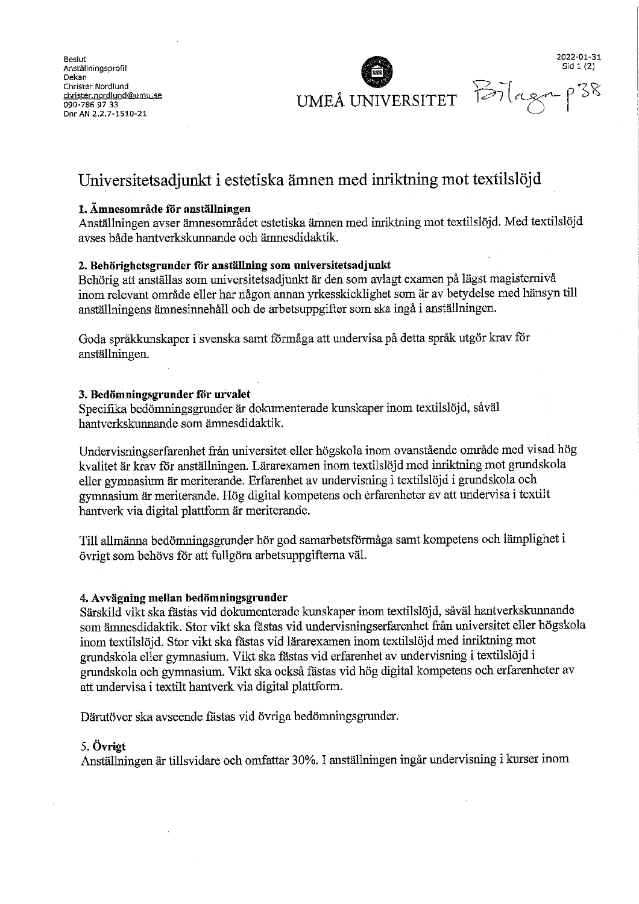Beslut
Anställningsprofil
Dekan
Christer Nordlund
christer.nordlund@umu.se
090-786 97 33
Dnr AN 2.2.7-1510-21

UMEÅ UNIVERSITET

Bilaga p38

2022-01-31

# Universitetsadjunkt i estetiska ämnen med inriktning mot textilslöjd

**1. Ämnesområde för anställningen**
Anställningen avser ämnesområdet estetiska ämnen med inriktning mot textilslöjd. Med textilslöjd avses både hantverkskunnande och ämnesdidaktik.

**2. Behörighetsgrunder för anställning som universitetsadjunkt**
Behörig att anställas som universitetsadjunkt är den som avlagt examen på lägst magisternivå inom relevant område eller har någon annan yrkesskicklighet som är av betydelse med hänsyn till anställningens ämnesinnehåll och de arbetsuppgifter som ska ingå i anställningen.

Goda språkkunskaper i svenska samt förmåga att undervisa på detta språk utgör krav för anställningen.

**3. Bedömningsgrunder för urvalet**
Specifika bedömningsgrunder är dokumenterade kunskaper inom textilslöjd, såväl hantverkskunnande som ämnesdidaktik.

Undervisningserfarenhet från universitet eller högskola inom ovanstående område med visad hög kvalitet är krav för anställningen. Lärarexamen inom textilslöjd med inriktning mot grundskola eller gymnasium är meriterande. Erfarenhet av undervisning i textilslöjd i grundskola och gymnasium är meriterande. Hög digital kompetens och erfarenheter av att undervisa i textilt hantverk via digital plattform är meriterande.

Till allmänna bedömningsgrunder hör god samarbetsförmåga samt kompetens och lämplighet i övrigt som behövs för att fullgöra arbetsuppgifterna väl.

**4. Avvägning mellan bedömningsgrunder**
Särskild vikt ska fästas vid dokumenterade kunskaper inom textilslöjd, såväl hantverkskunnande som ämnesdidaktik. Stor vikt ska fästas vid undervisningserfarenhet från universitet eller högskola inom textilslöjd. Stor vikt ska fästas vid lärarexamen inom textilslöjd med inriktning mot grundskola eller gymnasium. Vikt ska fästas vid erfarenhet av undervisning i textilslöjd i grundskola och gymnasium. Vikt ska också fästas vid hög digital kompetens och erfarenheter av att undervisa i textilt hantverk via digital plattform.

Därutöver ska avseende fästas vid övriga bedömningsgrunder.

**5. Övrigt**
Anställningen är tillsvidare och omfattar 30%. I anställningen ingår undervisning i kurser inom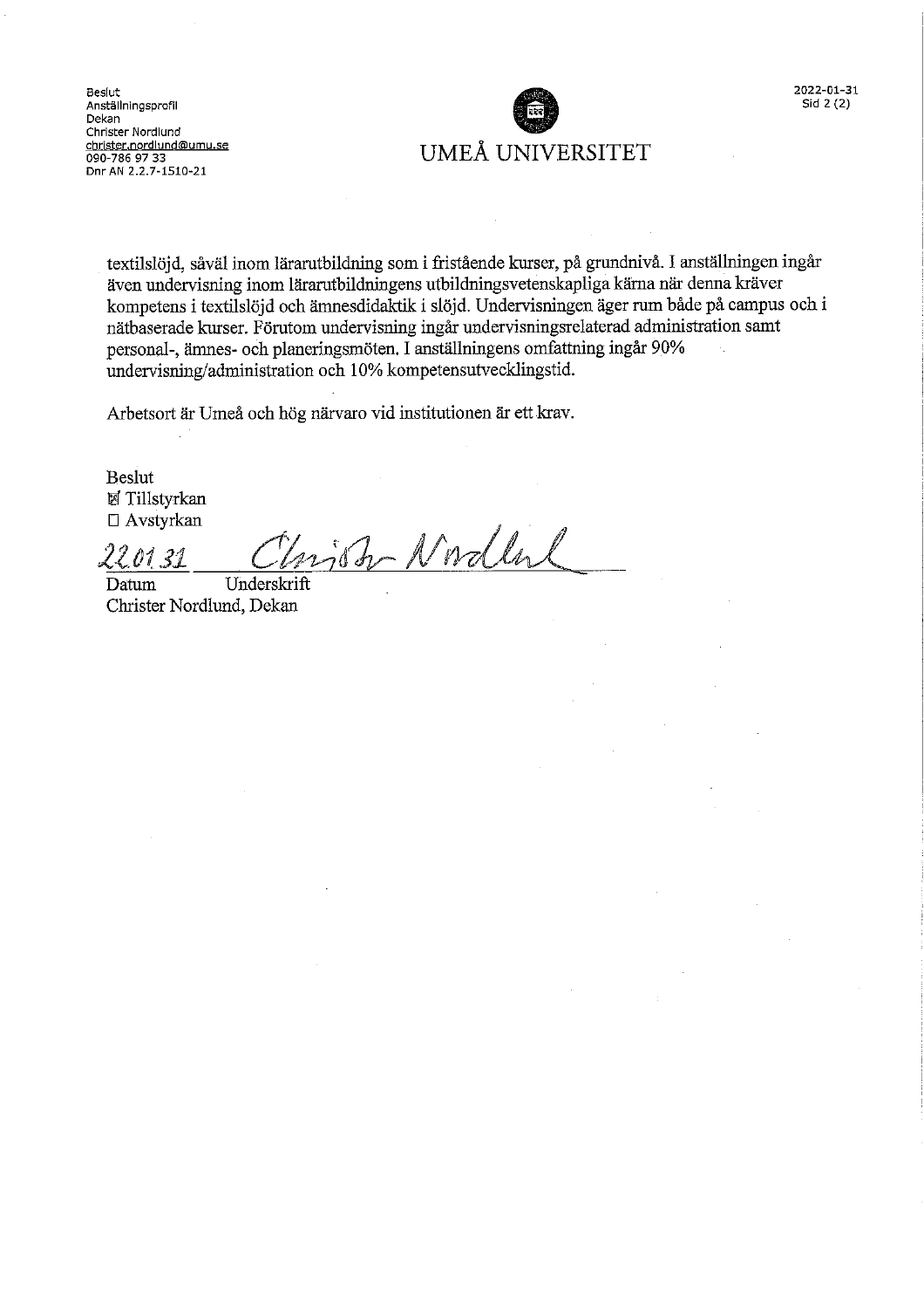Beslut
Anställningsprofil
Dekan
Christer Nordlund
christer.nordlund@umu.se
090-786 97 33
Dnr AN 2.2.7-1510-21

UMEÅ UNIVERSITET

textilslöjd, såväl inom lärarutbildning som i fristående kurser, på grundnivå. I anställningen ingår även undervisning inom lärarutbildningens utbildningsvetenskapliga kärna när denna kräver kompetens i textilslöjd och ämnesdidaktik i slöjd. Undervisningen äger rum både på campus och i nätbaserade kurser. Förutom undervisning ingår undervisningsrelaterad administration samt personal-, ämnes- och planeringsmöten. I anställningens omfattning ingår 90% undervisning/administration och 10% kompetensutvecklingstid.

Arbetsort är Umeå och hög närvaro vid institutionen är ett krav.

Beslut
☒ Tillstyrkan
☐ Avstyrkan

22.01.31 — Christer Nordlund

Datum — Underskrift
Christer Nordlund, Dekan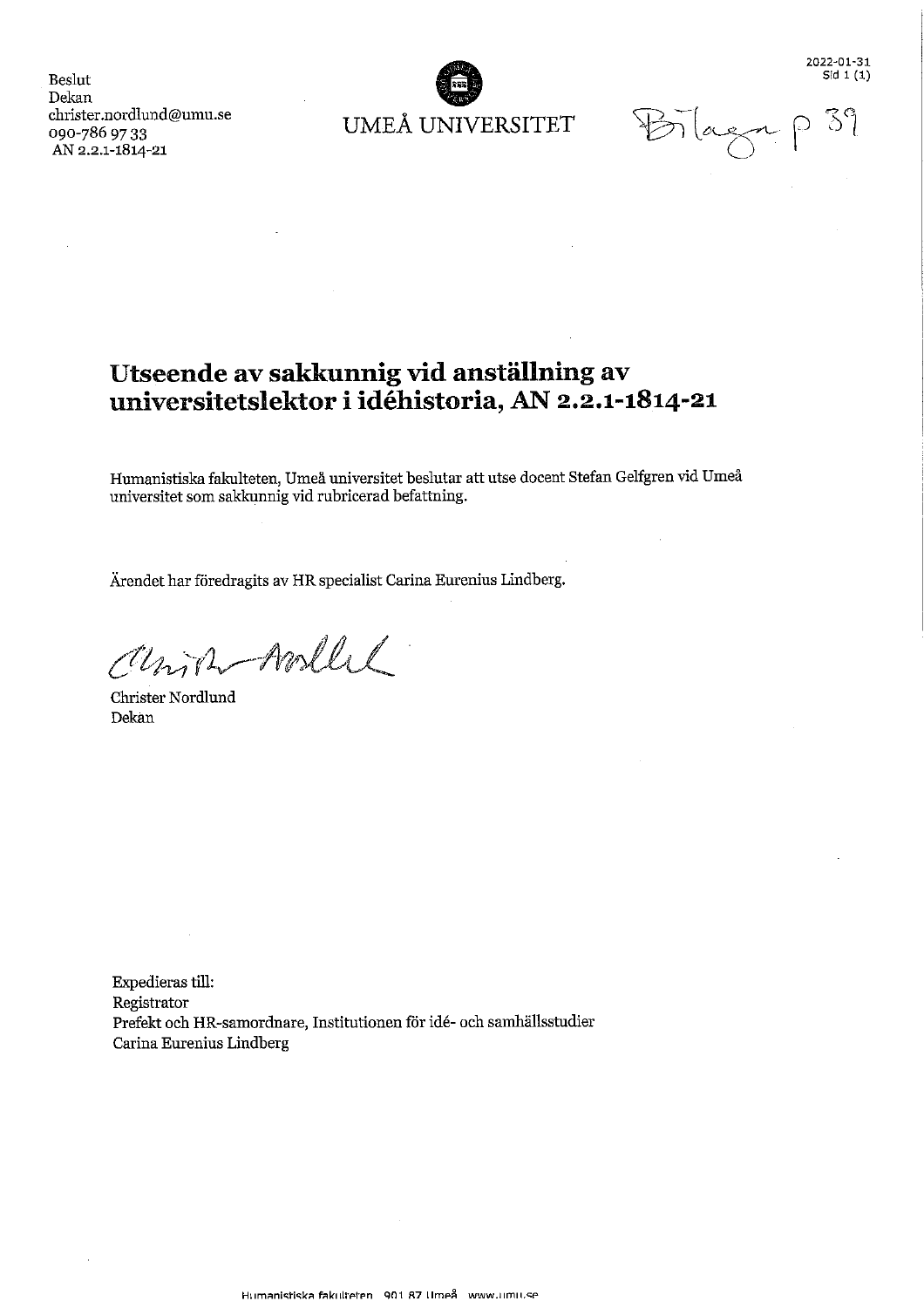Beslut
Dekan
christer.nordlund@umu.se
090-786 97 33
AN 2.2.1-1814-21

UMEÅ UNIVERSITET

2022-01-31
Sid 1 (1)

Bilaga p 39

# Utseende av sakkunnig vid anställning av universitetslektor i idéhistoria, AN 2.2.1-1814-21

Humanistiska fakulteten, Umeå universitet beslutar att utse docent Stefan Gelfgren vid Umeå universitet som sakkunnig vid rubricerad befattning.

Ärendet har föredragits av HR specialist Carina Eurenius Lindberg.

Christer Nordlund
Dekan

Expedieras till:
Registrator
Prefekt och HR-samordnare, Institutionen för idé- och samhällsstudier
Carina Eurenius Lindberg

Humanistiska fakulteten 901 87 Umeå www.umu.se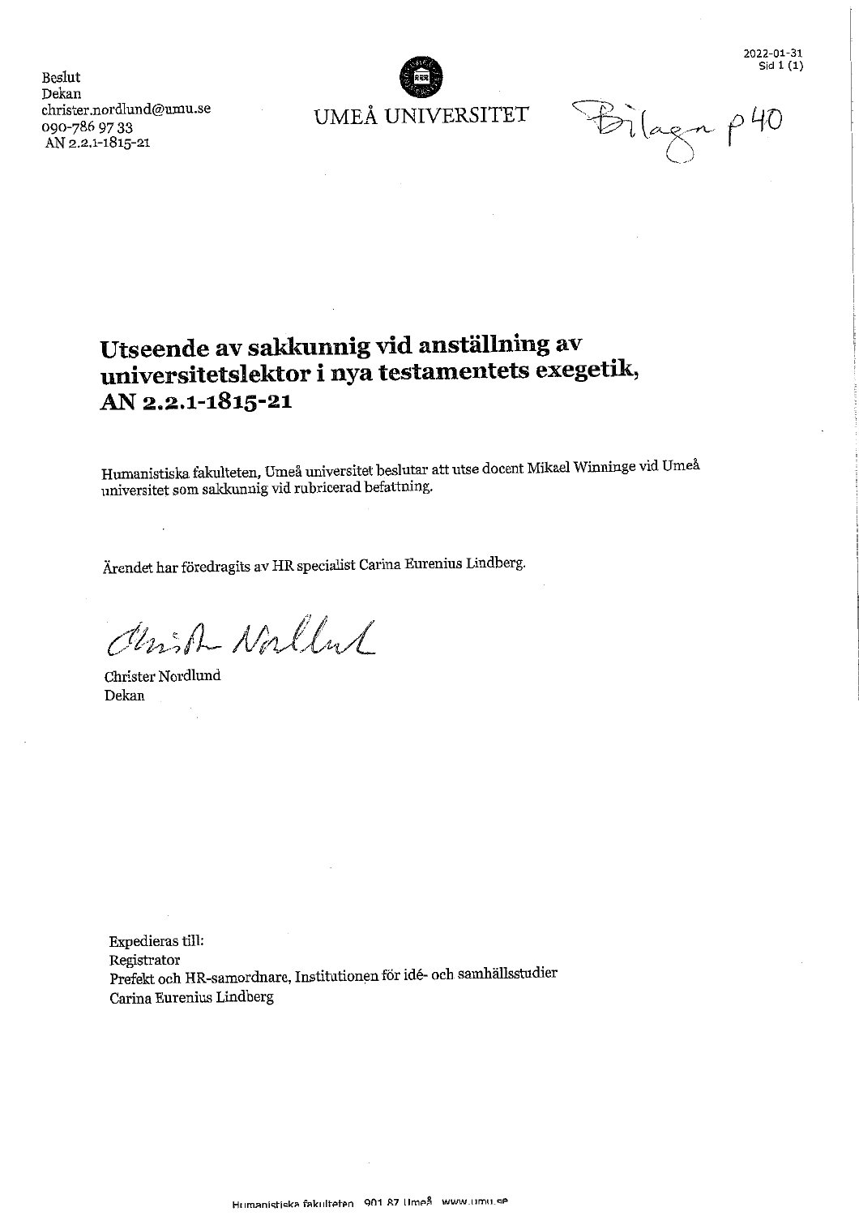Beslut
Dekan
christer.nordlund@umu.se
090-786 97 33
AN 2.2.1-1815-21

UMEÅ UNIVERSITET

Bilaga p40

2022-01-31
Sid 1 (1)

# Utseende av sakkunnig vid anställning av universitetslektor i nya testamentets exegetik, AN 2.2.1-1815-21

Humanistiska fakulteten, Umeå universitet beslutar att utse docent Mikael Winninge vid Umeå universitet som sakkunnig vid rubricerad befattning.

Ärendet har föredragits av HR specialist Carina Eurenius Lindberg.

Christer Nordlund
Dekan

Expedieras till:
Registrator
Prefekt och HR-samordnare, Institutionen för idé- och samhällsstudier
Carina Eurenius Lindberg

Humanistiska fakulteten 901 87 Umeå www.umu.se